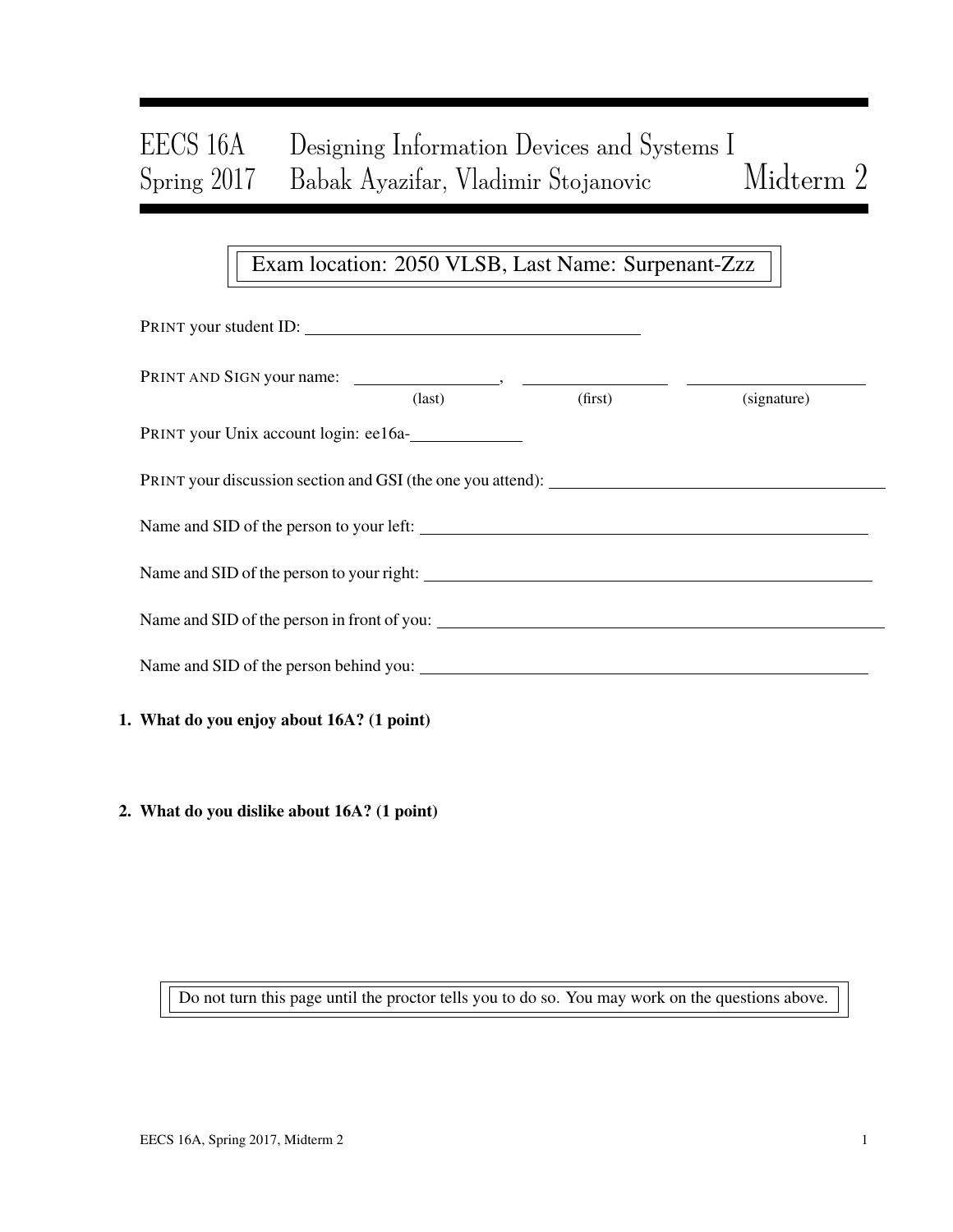# EECS 16A Designing Information Devices and Systems I
# Spring 2017 Babak Ayazifar, Vladimir Stojanovic — Midterm 2

Exam location: 2050 VLSB, Last Name: Surpenant-Zzz

PRINT your student ID: ______________________________

PRINT AND SIGN your name: ________________, ________________ ________________
(last) (first) (signature)

PRINT your Unix account login: ee16a-__________

PRINT your discussion section and GSI (the one you attend): ______________________________

Name and SID of the person to your left: ______________________________

Name and SID of the person to your right: ______________________________

Name and SID of the person in front of you: ______________________________

Name and SID of the person behind you: ______________________________

**1. What do you enjoy about 16A? (1 point)**

**2. What do you dislike about 16A? (1 point)**

Do not turn this page until the proctor tells you to do so. You may work on the questions above.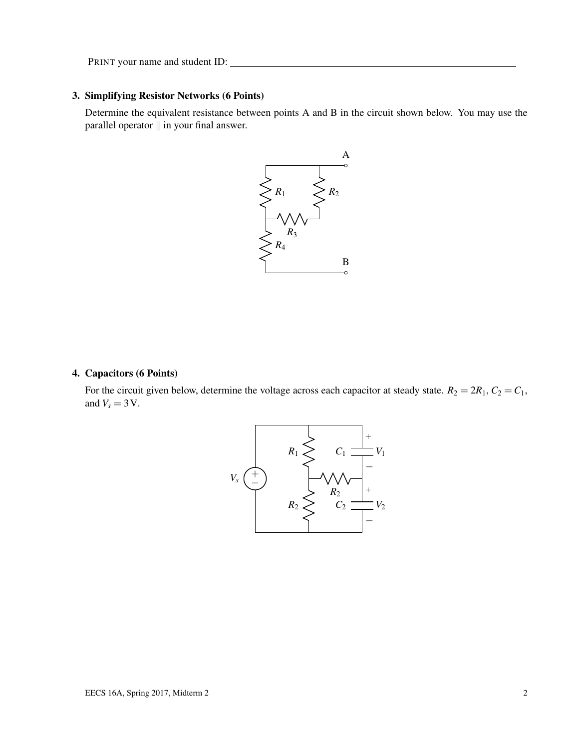PRINT your name and student ID: ______________________________

### 3. Simplifying Resistor Networks (6 Points)

Determine the equivalent resistance between points A and B in the circuit shown below. You may use the parallel operator $\|$ in your final answer.

### 4. Capacitors (6 Points)

For the circuit given below, determine the voltage across each capacitor at steady state. $R_2 = 2R_1$, $C_2 = C_1$, and $V_s = 3\,\text{V}$.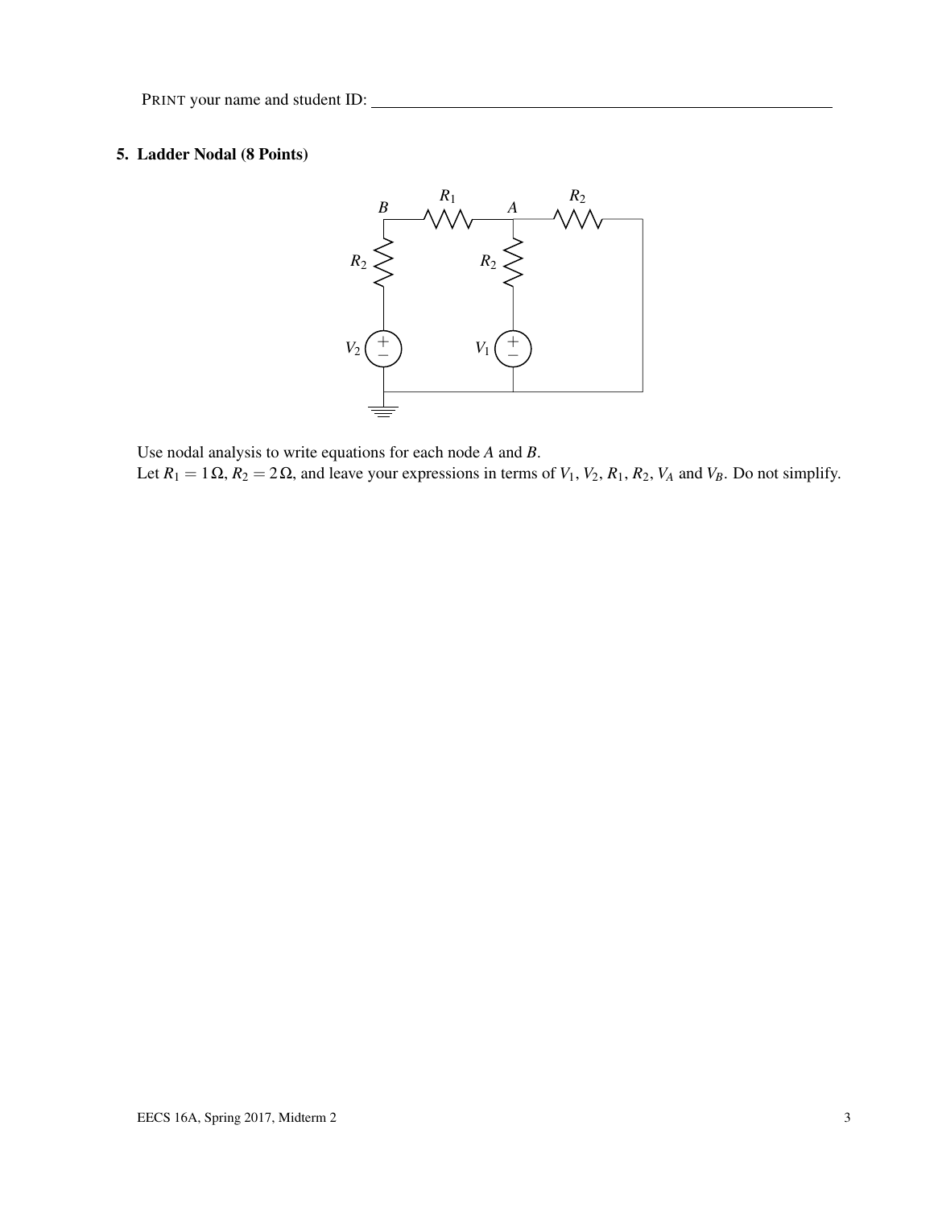PRINT your name and student ID: ______________________________

## 5. Ladder Nodal (8 Points)

Use nodal analysis to write equations for each node $A$ and $B$.
Let $R_1 = 1\,\Omega$, $R_2 = 2\,\Omega$, and leave your expressions in terms of $V_1$, $V_2$, $R_1$, $R_2$, $V_A$ and $V_B$. Do not simplify.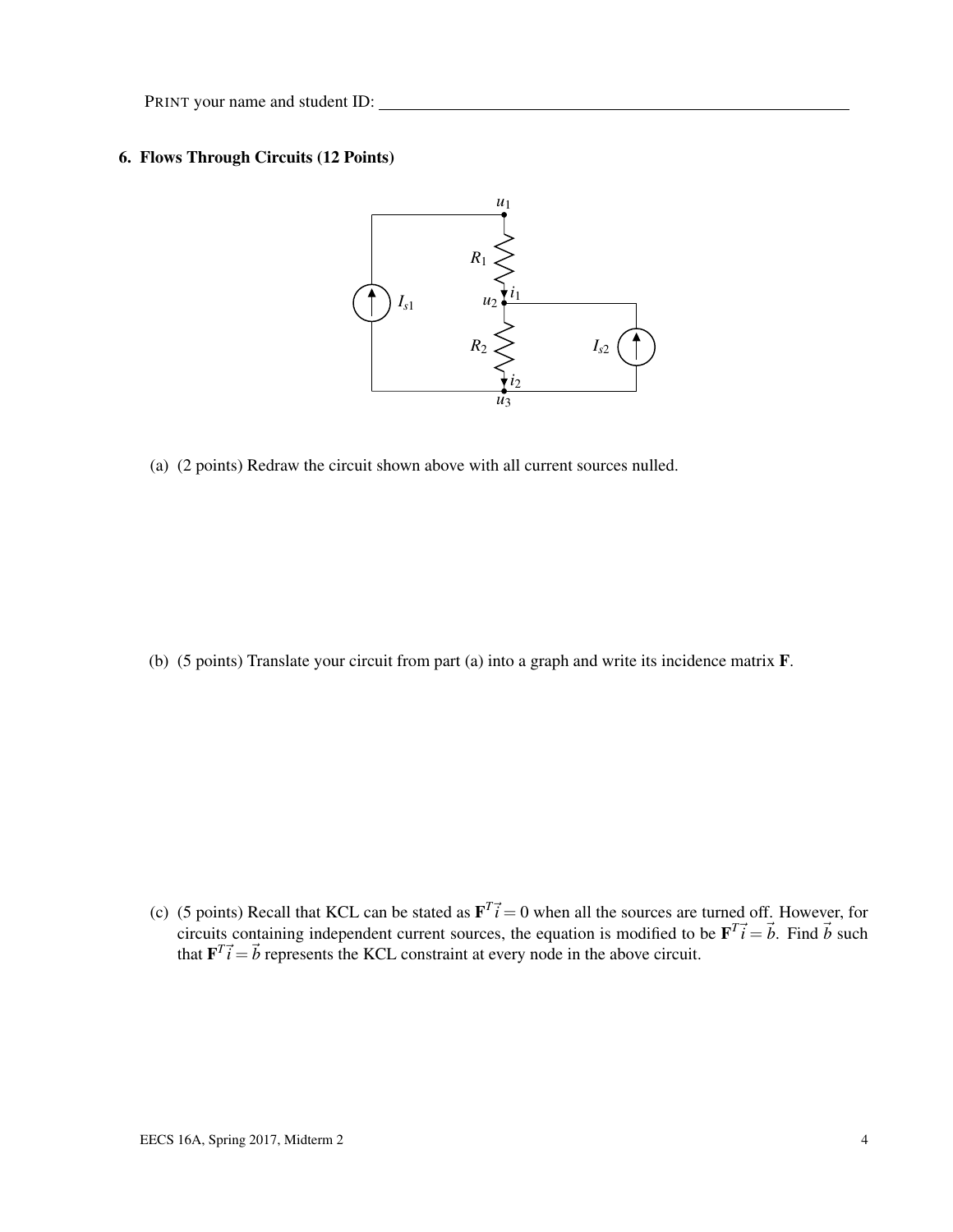PRINT your name and student ID: ____________________________________________

**6. Flows Through Circuits (12 Points)**

(a) (2 points) Redraw the circuit shown above with all current sources nulled.

(b) (5 points) Translate your circuit from part (a) into a graph and write its incidence matrix $\mathbf{F}$.

(c) (5 points) Recall that KCL can be stated as $\mathbf{F}^T\vec{i} = 0$ when all the sources are turned off. However, for circuits containing independent current sources, the equation is modified to be $\mathbf{F}^T\vec{i} = \vec{b}$. Find $\vec{b}$ such that $\mathbf{F}^T\vec{i} = \vec{b}$ represents the KCL constraint at every node in the above circuit.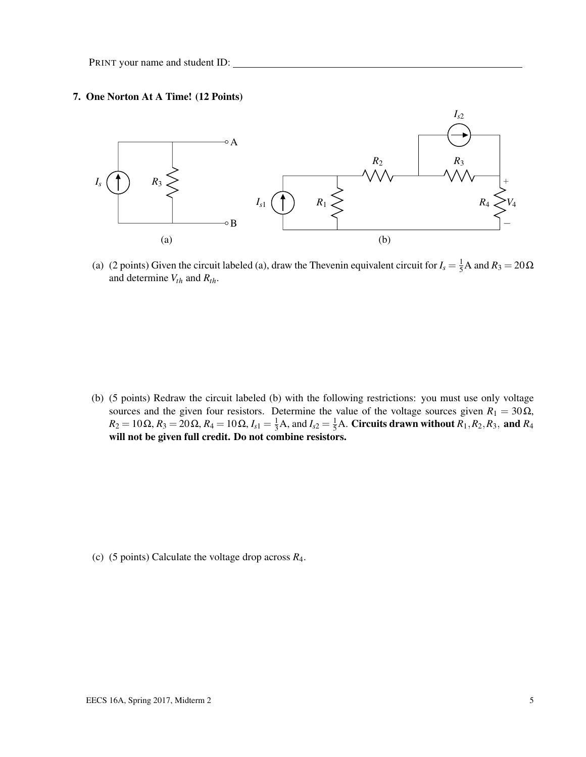PRINT your name and student ID: \_\_\_\_\_\_\_\_\_\_\_\_\_\_\_\_\_\_\_\_\_\_\_\_\_\_\_\_\_\_\_\_\_\_\_\_\_\_\_\_

## 7. One Norton At A Time! (12 Points)

(a) (b)

(a) (2 points) Given the circuit labeled (a), draw the Thevenin equivalent circuit for $I_s = \frac{1}{5}$A and $R_3 = 20\,\Omega$ and determine $V_{th}$ and $R_{th}$.

(b) (5 points) Redraw the circuit labeled (b) with the following restrictions: you must use only voltage sources and the given four resistors. Determine the value of the voltage sources given $R_1 = 30\,\Omega$, $R_2 = 10\,\Omega$, $R_3 = 20\,\Omega$, $R_4 = 10\,\Omega$, $I_{s1} = \frac{1}{3}$A, and $I_{s2} = \frac{1}{5}$A. **Circuits drawn without $R_1, R_2, R_3,$ and $R_4$ will not be given full credit. Do not combine resistors.**

(c) (5 points) Calculate the voltage drop across $R_4$.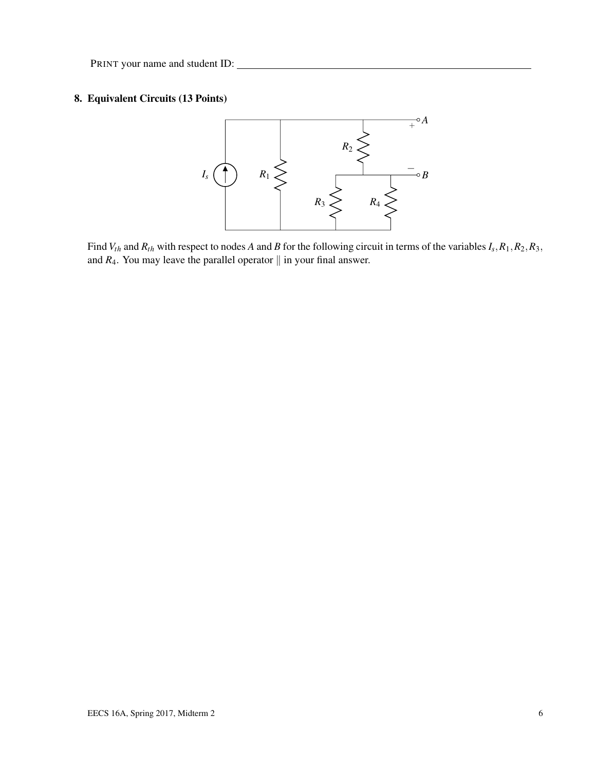PRINT your name and student ID: ___________________________

## 8. Equivalent Circuits (13 Points)

Find $V_{th}$ and $R_{th}$ with respect to nodes $A$ and $B$ for the following circuit in terms of the variables $I_s, R_1, R_2, R_3$, and $R_4$. You may leave the parallel operator $\|$ in your final answer.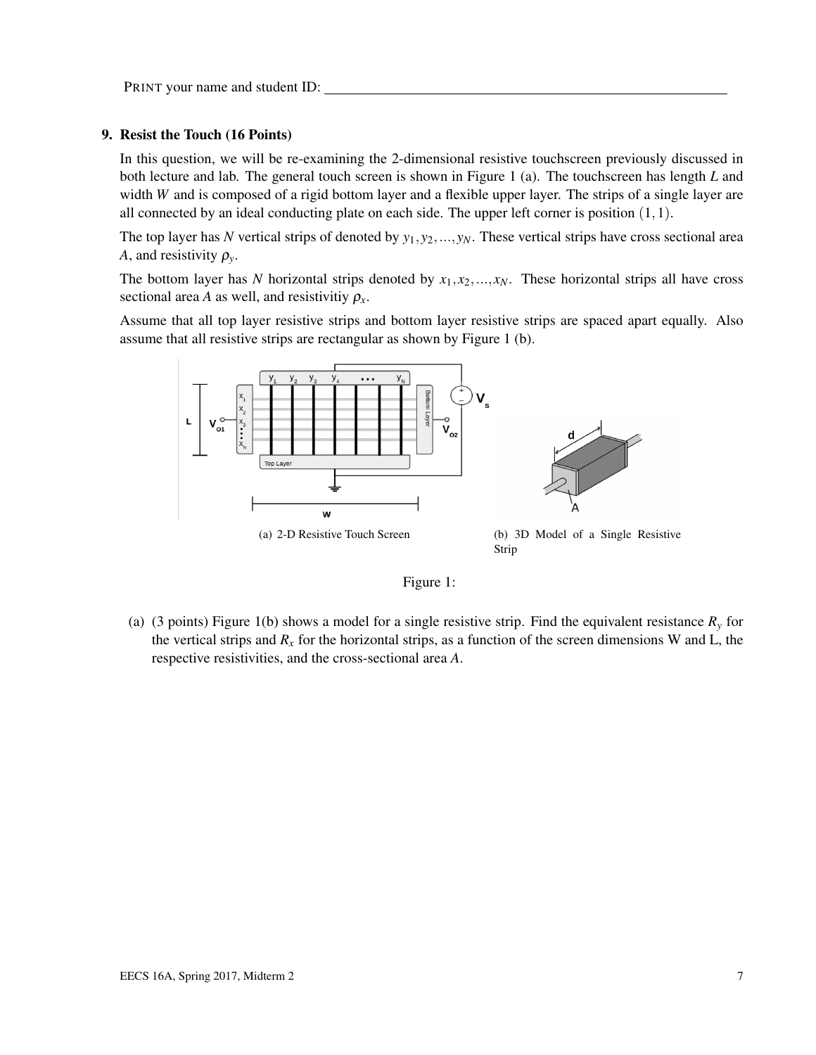**9. Resist the Touch (16 Points)**

In this question, we will be re-examining the 2-dimensional resistive touchscreen previously discussed in both lecture and lab. The general touch screen is shown in Figure 1 (a). The touchscreen has length $L$ and width $W$ and is composed of a rigid bottom layer and a flexible upper layer. The strips of a single layer are all connected by an ideal conducting plate on each side. The upper left corner is position $(1,1)$.

The top layer has $N$ vertical strips of denoted by $y_1, y_2, ..., y_N$. These vertical strips have cross sectional area $A$, and resistivity $\rho_y$.

The bottom layer has $N$ horizontal strips denoted by $x_1, x_2, ..., x_N$. These horizontal strips all have cross sectional area $A$ as well, and resistivitiy $\rho_x$.

Assume that all top layer resistive strips and bottom layer resistive strips are spaced apart equally. Also assume that all resistive strips are rectangular as shown by Figure 1 (b).

(a) 2-D Resistive Touch Screen

(b) 3D Model of a Single Resistive Strip

Figure 1:

(a) (3 points) Figure 1(b) shows a model for a single resistive strip. Find the equivalent resistance $R_y$ for the vertical strips and $R_x$ for the horizontal strips, as a function of the screen dimensions W and L, the respective resistivities, and the cross-sectional area $A$.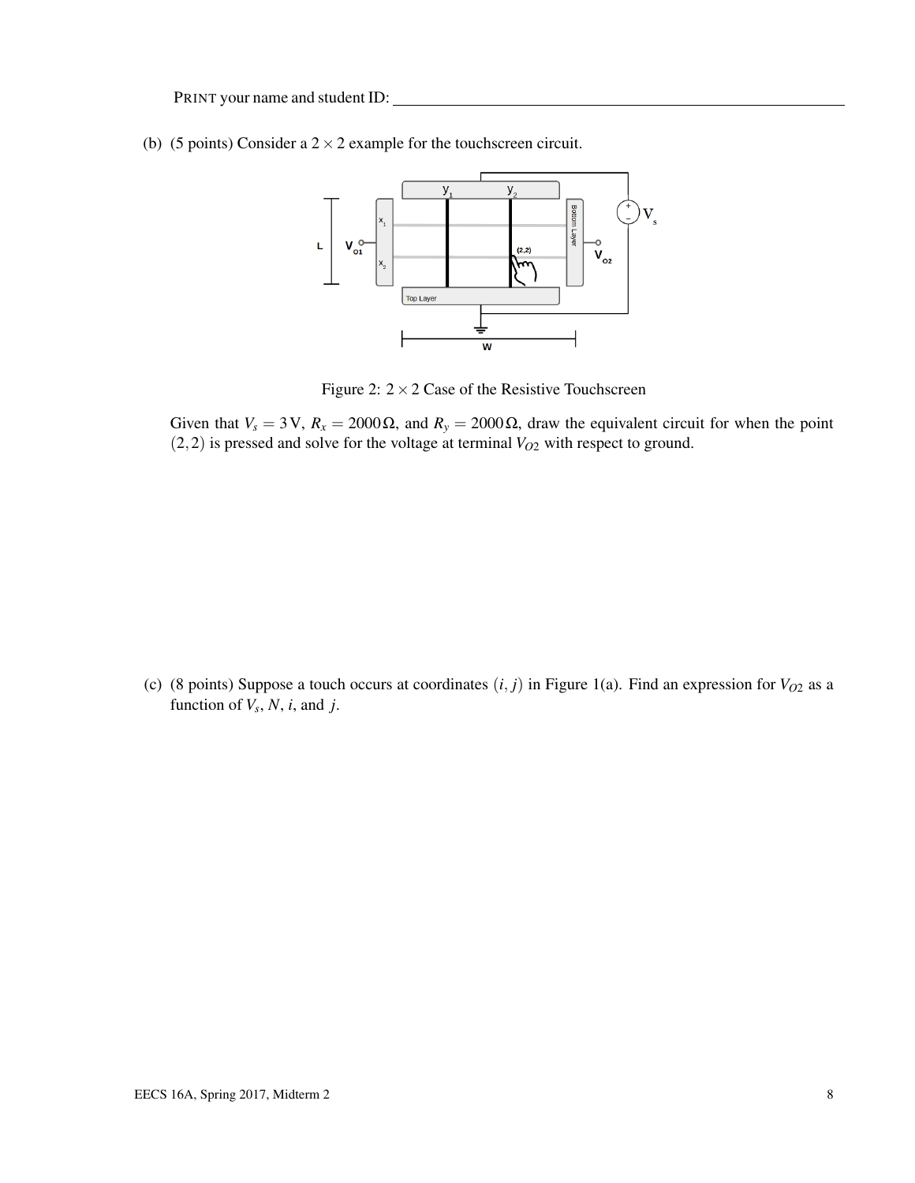PRINT your name and student ID: ____________________

(b) (5 points) Consider a $2 \times 2$ example for the touchscreen circuit.

Figure 2: $2 \times 2$ Case of the Resistive Touchscreen

Given that $V_s = 3\,\text{V}$, $R_x = 2000\,\Omega$, and $R_y = 2000\,\Omega$, draw the equivalent circuit for when the point $(2,2)$ is pressed and solve for the voltage at terminal $V_{O2}$ with respect to ground.

(c) (8 points) Suppose a touch occurs at coordinates $(i, j)$ in Figure 1(a). Find an expression for $V_{O2}$ as a function of $V_s$, $N$, $i$, and $j$.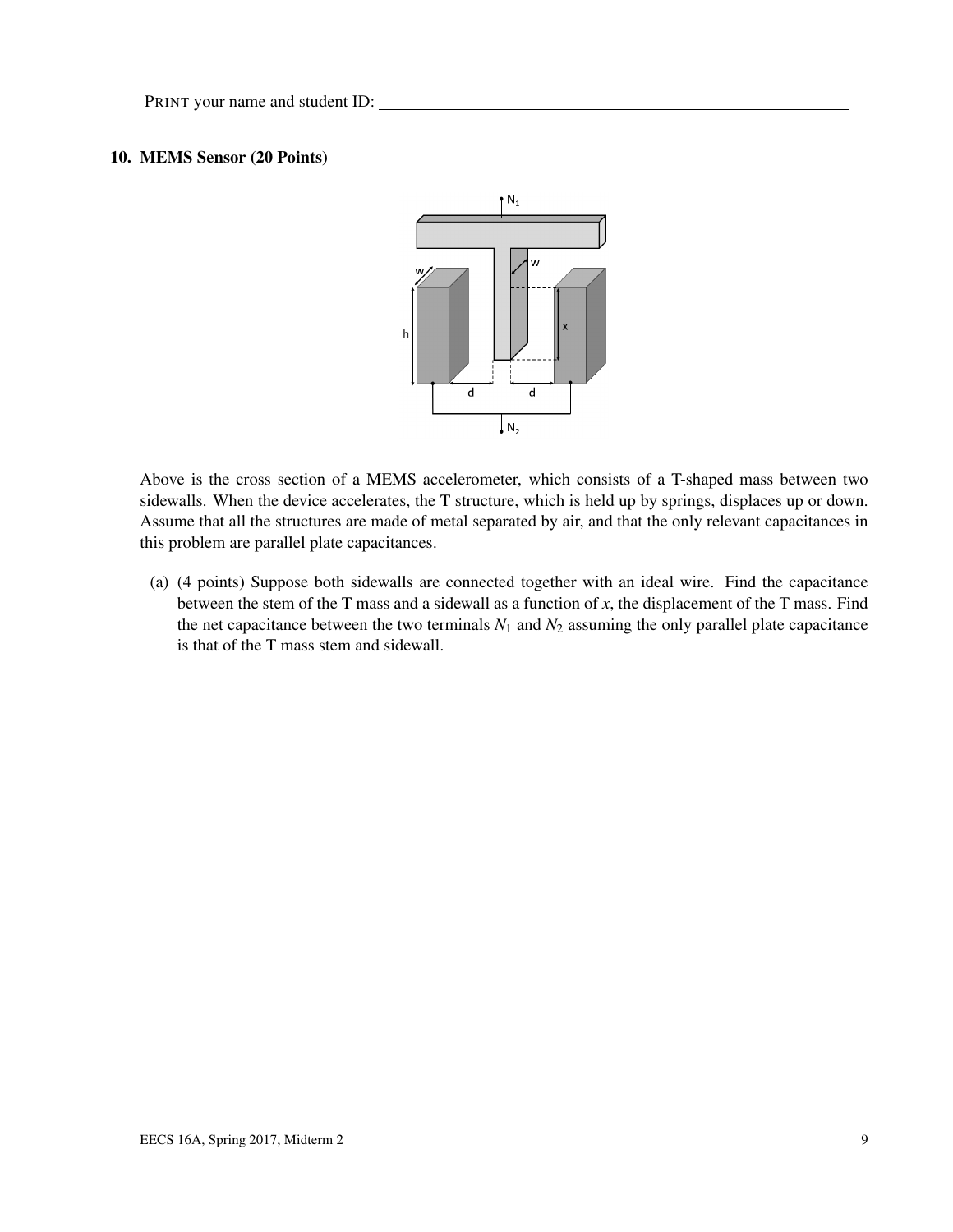PRINT your name and student ID: ________________________________

## 10. MEMS Sensor (20 Points)

Above is the cross section of a MEMS accelerometer, which consists of a T-shaped mass between two sidewalls. When the device accelerates, the T structure, which is held up by springs, displaces up or down. Assume that all the structures are made of metal separated by air, and that the only relevant capacitances in this problem are parallel plate capacitances.

(a) (4 points) Suppose both sidewalls are connected together with an ideal wire. Find the capacitance between the stem of the T mass and a sidewall as a function of $x$, the displacement of the T mass. Find the net capacitance between the two terminals $N_1$ and $N_2$ assuming the only parallel plate capacitance is that of the T mass stem and sidewall.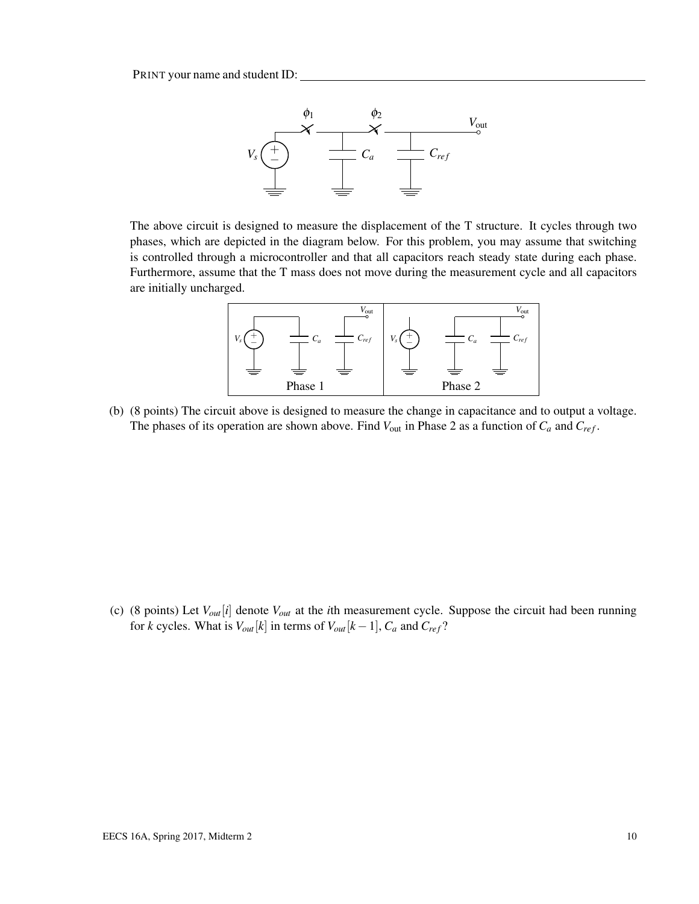PRINT your name and student ID: \_\_\_\_\_\_\_\_\_\_\_\_\_\_\_\_\_\_\_\_\_\_\_\_\_\_\_\_\_\_\_\_\_\_\_\_\_\_\_\_

The above circuit is designed to measure the displacement of the T structure. It cycles through two phases, which are depicted in the diagram below. For this problem, you may assume that switching is controlled through a microcontroller and that all capacitors reach steady state during each phase. Furthermore, assume that the T mass does not move during the measurement cycle and all capacitors are initially uncharged.

(b) (8 points) The circuit above is designed to measure the change in capacitance and to output a voltage. The phases of its operation are shown above. Find $V_{\text{out}}$ in Phase 2 as a function of $C_a$ and $C_{ref}$.

(c) (8 points) Let $V_{out}[i]$ denote $V_{out}$ at the $i$th measurement cycle. Suppose the circuit had been running for $k$ cycles. What is $V_{out}[k]$ in terms of $V_{out}[k-1]$, $C_a$ and $C_{ref}$?